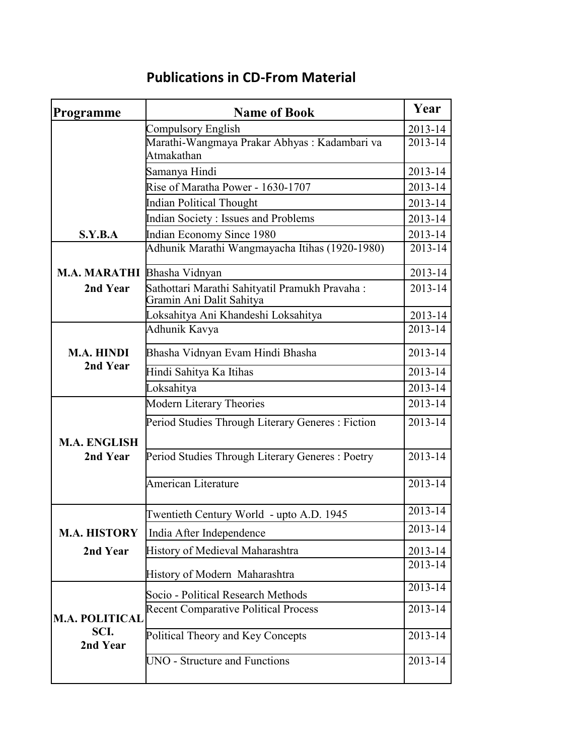## Publications in CD-From Material

| Programme | Name of Book | Year |
|---|---|---|
| S.Y.B.A | Compulsory English | 2013-14 |
| | Marathi-Wangmaya Prakar Abhyas : Kadambari va Atmakathan | 2013-14 |
| | Samanya Hindi | 2013-14 |
| | Rise of Maratha Power - 1630-1707 | 2013-14 |
| | Indian Political Thought | 2013-14 |
| | Indian Society : Issues and Problems | 2013-14 |
| | Indian Economy Since 1980 | 2013-14 |
| M.A. MARATHI 2nd Year | Adhunik Marathi Wangmayacha Itihas (1920-1980) | 2013-14 |
| | Bhasha Vidnyan | 2013-14 |
| | Sathottari Marathi Sahityatil Pramukh Pravaha : Gramin Ani Dalit Sahitya | 2013-14 |
| | Loksahitya Ani Khandeshi Loksahitya | 2013-14 |
| M.A. HINDI 2nd Year | Adhunik Kavya | 2013-14 |
| | Bhasha Vidnyan Evam Hindi Bhasha | 2013-14 |
| | Hindi Sahitya Ka Itihas | 2013-14 |
| | Loksahitya | 2013-14 |
| M.A. ENGLISH 2nd Year | Modern Literary Theories | 2013-14 |
| | Period Studies Through Literary Generes : Fiction | 2013-14 |
| | Period Studies Through Literary Generes : Poetry | 2013-14 |
| | American Literature | 2013-14 |
| M.A. HISTORY 2nd Year | Twentieth Century World - upto A.D. 1945 | 2013-14 |
| | India After Independence | 2013-14 |
| | History of Medieval Maharashtra | 2013-14 |
| | History of Modern Maharashtra | 2013-14 |
| M.A. POLITICAL SCI. 2nd Year | Socio - Political Research Methods | 2013-14 |
| | Recent Comparative Political Process | 2013-14 |
| | Political Theory and Key Concepts | 2013-14 |
| | UNO - Structure and Functions | 2013-14 |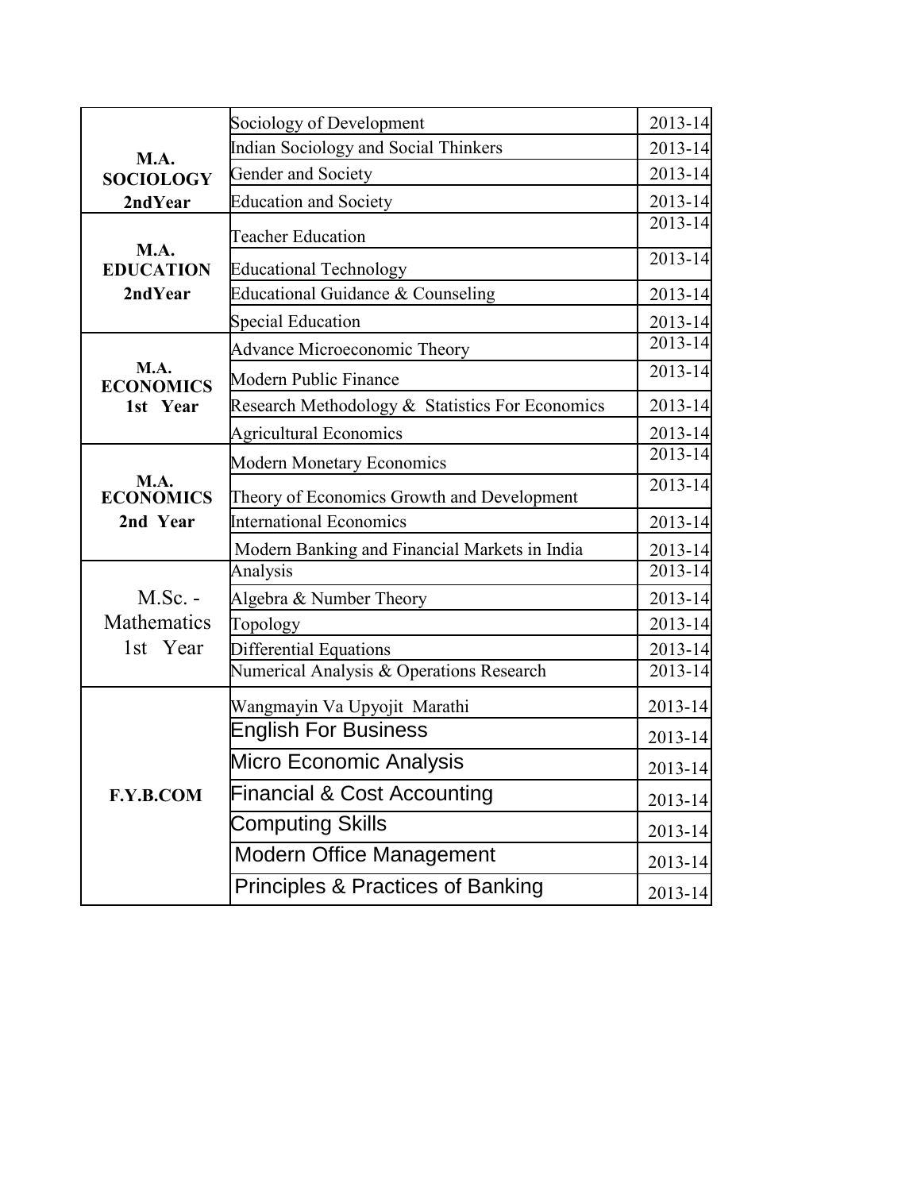| | | |
|---|---|---|
| **M.A. SOCIOLOGY 2ndYear** | Sociology of Development | 2013-14 |
| | Indian Sociology and Social Thinkers | 2013-14 |
| | Gender and Society | 2013-14 |
| | Education and Society | 2013-14 |
| **M.A. EDUCATION 2ndYear** | Teacher Education | 2013-14 |
| | Educational Technology | 2013-14 |
| | Educational Guidance & Counseling | 2013-14 |
| | Special Education | 2013-14 |
| **M.A. ECONOMICS 1st Year** | Advance Microeconomic Theory | 2013-14 |
| | Modern Public Finance | 2013-14 |
| | Research Methodology & Statistics For Economics | 2013-14 |
| | Agricultural Economics | 2013-14 |
| **M.A. ECONOMICS 2nd Year** | Modern Monetary Economics | 2013-14 |
| | Theory of Economics Growth and Development | 2013-14 |
| | International Economics | 2013-14 |
| | Modern Banking and Financial Markets in India | 2013-14 |
| M.Sc. - Mathematics 1st Year | Analysis | 2013-14 |
| | Algebra & Number Theory | 2013-14 |
| | Topology | 2013-14 |
| | Differential Equations | 2013-14 |
| | Numerical Analysis & Operations Research | 2013-14 |
| **F.Y.B.COM** | Wangmayin Va Upyojit Marathi | 2013-14 |
| | English For Business | 2013-14 |
| | Micro Economic Analysis | 2013-14 |
| | Financial & Cost Accounting | 2013-14 |
| | Computing Skills | 2013-14 |
| | Modern Office Management | 2013-14 |
| | Principles & Practices of Banking | 2013-14 |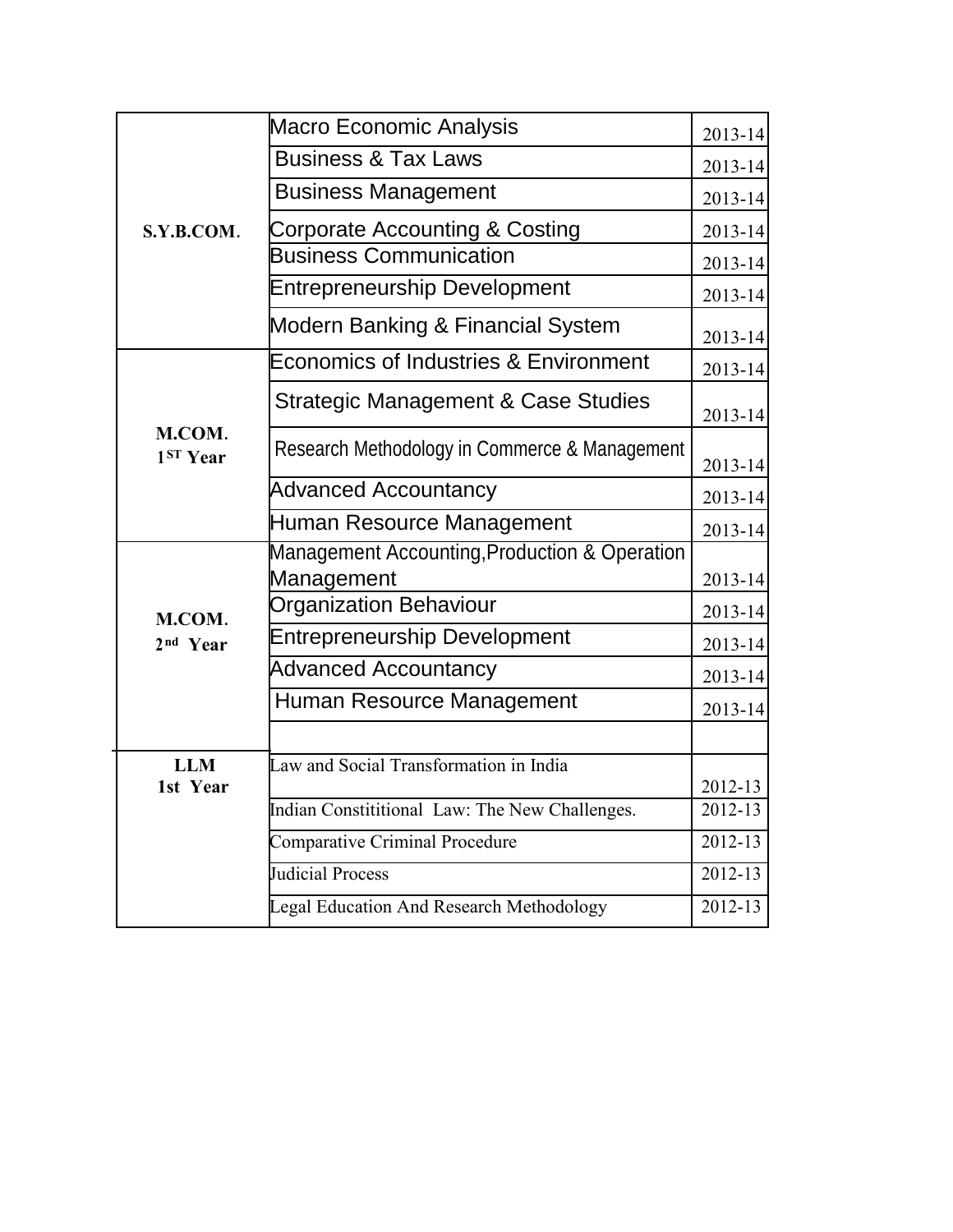| | | |
|---|---|---|
| **S.Y.B.COM.** | Macro Economic Analysis | 2013-14 |
| | Business & Tax Laws | 2013-14 |
| | Business Management | 2013-14 |
| | Corporate Accounting & Costing | 2013-14 |
| | Business Communication | 2013-14 |
| | Entrepreneurship Development | 2013-14 |
| | Modern Banking & Financial System | 2013-14 |
| **M.COM. 1ST Year** | Economics of Industries & Environment | 2013-14 |
| | Strategic Management & Case Studies | 2013-14 |
| | Research Methodology in Commerce & Management | 2013-14 |
| | Advanced Accountancy | 2013-14 |
| | Human Resource Management | 2013-14 |
| **M.COM. 2nd Year** | Management Accounting,Production & Operation Management | 2013-14 |
| | Organization Behaviour | 2013-14 |
| | Entrepreneurship Development | 2013-14 |
| | Advanced Accountancy | 2013-14 |
| | Human Resource Management | 2013-14 |
| | | |
| **LLM 1st Year** | Law and Social Transformation in India | 2012-13 |
| | Indian Constititional Law: The New Challenges. | 2012-13 |
| | Comparative Criminal Procedure | 2012-13 |
| | Judicial Process | 2012-13 |
| | Legal Education And Research Methodology | 2012-13 |